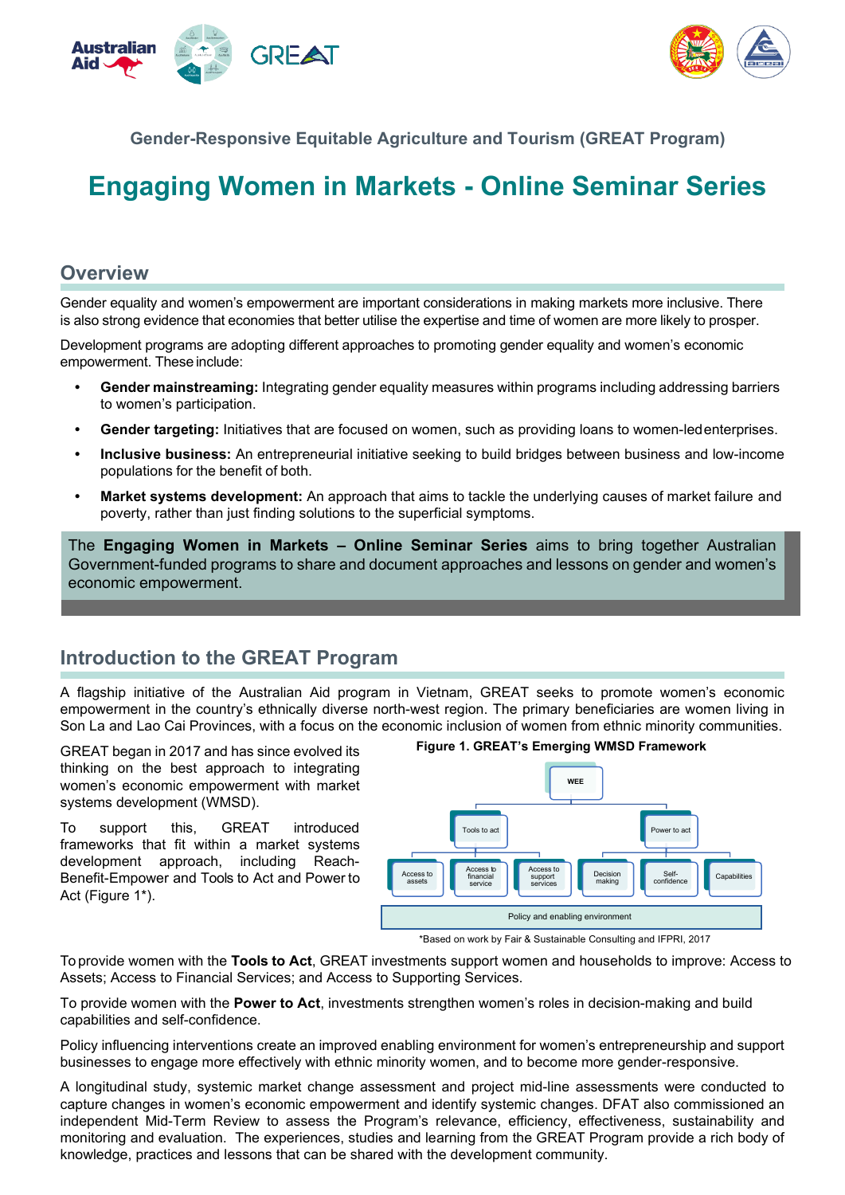Gender-Responsive Equitable Agriculture and Tourism (GREAT Program)

# Engaging Women in Markets - Online Seminar Series

## Overview

Gender equality and women's empowerment are important considerations in making markets more inclusive. There is also strong evidence that economies that better utilise the expertise and time of women are more likely to prosper.

Development programs are adopting different approaches to promoting gender equality and women's economic empowerment. These include:

- **Gender mainstreaming:** Integrating gender equality measures within programs including addressing barriers to women's participation.
- **Gender targeting:** Initiatives that are focused on women, such as providing loans to women-led enterprises.
- **Inclusive business:** An entrepreneurial initiative seeking to build bridges between business and low-income populations for the benefit of both.
- **Market systems development:** An approach that aims to tackle the underlying causes of market failure and poverty, rather than just finding solutions to the superficial symptoms.

The **Engaging Women in Markets – Online Seminar Series** aims to bring together Australian Government-funded programs to share and document approaches and lessons on gender and women's economic empowerment.

## Introduction to the GREAT Program

A flagship initiative of the Australian Aid program in Vietnam, GREAT seeks to promote women's economic empowerment in the country's ethnically diverse north-west region. The primary beneficiaries are women living in Son La and Lao Cai Provinces, with a focus on the economic inclusion of women from ethnic minority communities.

GREAT began in 2017 and has since evolved its thinking on the best approach to integrating women's economic empowerment with market systems development (WMSD).

To support this, GREAT introduced frameworks that fit within a market systems development approach, including Reach-Benefit-Empower and Tools to Act and Power to Act (Figure 1*).

**Figure 1. GREAT's Emerging WMSD Framework**

- WEE
  - Tools to act
    - Access to assets
    - Access to financial service
    - Access to support services
  - Power to act
    - Decision making
    - Self-confidence
    - Capabilities
- Policy and enabling environment

*Based on work by Fair & Sustainable Consulting and IFPRI, 2017

To provide women with the **Tools to Act**, GREAT investments support women and households to improve: Access to Assets; Access to Financial Services; and Access to Supporting Services.

To provide women with the **Power to Act**, investments strengthen women's roles in decision-making and build capabilities and self-confidence.

Policy influencing interventions create an improved enabling environment for women's entrepreneurship and support businesses to engage more effectively with ethnic minority women, and to become more gender-responsive.

A longitudinal study, systemic market change assessment and project mid-line assessments were conducted to capture changes in women's economic empowerment and identify systemic changes. DFAT also commissioned an independent Mid-Term Review to assess the Program's relevance, efficiency, effectiveness, sustainability and monitoring and evaluation. The experiences, studies and learning from the GREAT Program provide a rich body of knowledge, practices and lessons that can be shared with the development community.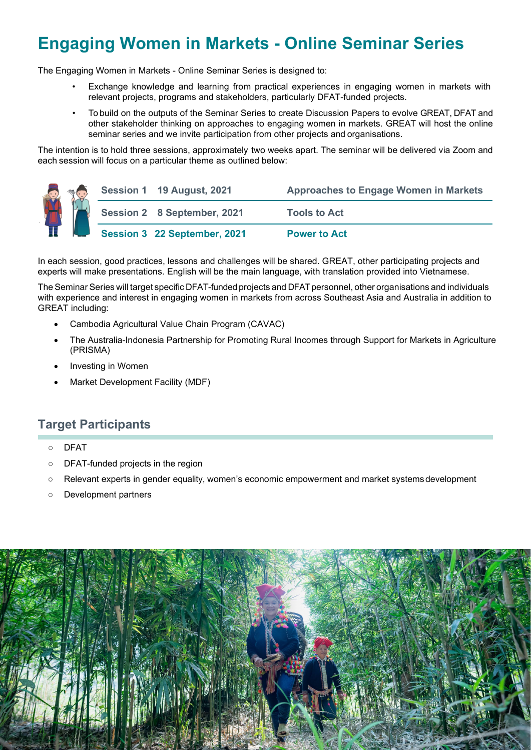# Engaging Women in Markets - Online Seminar Series

The Engaging Women in Markets - Online Seminar Series is designed to:

- Exchange knowledge and learning from practical experiences in engaging women in markets with relevant projects, programs and stakeholders, particularly DFAT-funded projects.
- To build on the outputs of the Seminar Series to create Discussion Papers to evolve GREAT, DFAT and other stakeholder thinking on approaches to engaging women in markets. GREAT will host the online seminar series and we invite participation from other projects and organisations.

The intention is to hold three sessions, approximately two weeks apart. The seminar will be delivered via Zoom and each session will focus on a particular theme as outlined below:

| Session | Date | Theme |
|---|---|---|
| **Session 1** | **19 August, 2021** | **Approaches to Engage Women in Markets** |
| **Session 2** | **8 September, 2021** | **Tools to Act** |
| **Session 3** | **22 September, 2021** | **Power to Act** |

In each session, good practices, lessons and challenges will be shared. GREAT, other participating projects and experts will make presentations. English will be the main language, with translation provided into Vietnamese.

The Seminar Series will target specific DFAT-funded projects and DFAT personnel, other organisations and individuals with experience and interest in engaging women in markets from across Southeast Asia and Australia in addition to GREAT including:

- Cambodia Agricultural Value Chain Program (CAVAC)
- The Australia-Indonesia Partnership for Promoting Rural Incomes through Support for Markets in Agriculture (PRISMA)
- Investing in Women
- Market Development Facility (MDF)

## Target Participants

- DFAT
- DFAT-funded projects in the region
- Relevant experts in gender equality, women's economic empowerment and market systems development
- Development partners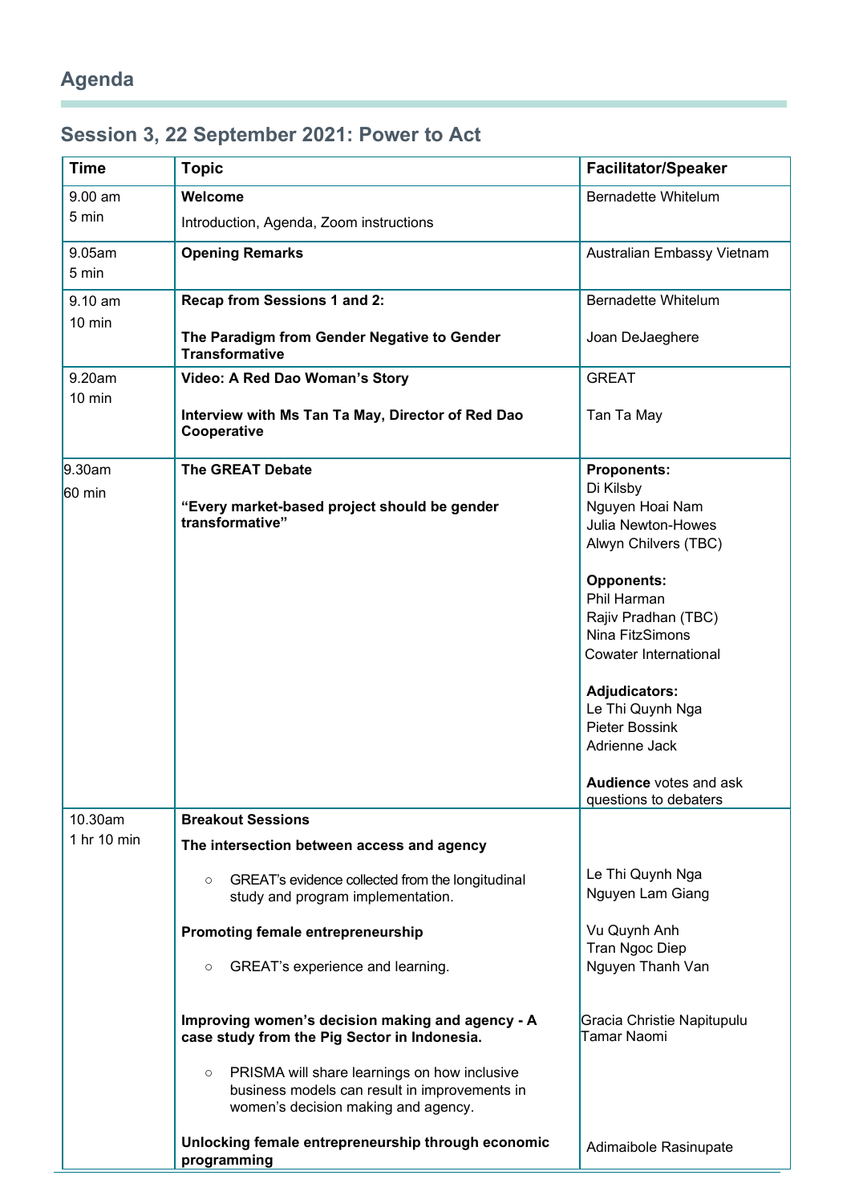## Agenda

## Session 3, 22 September 2021: Power to Act

| Time | Topic | Facilitator/Speaker |
|---|---|---|
| 9.00 am<br>5 min | **Welcome**<br>Introduction, Agenda, Zoom instructions | Bernadette Whitelum |
| 9.05am<br>5 min | **Opening Remarks** | Australian Embassy Vietnam |
| 9.10 am<br>10 min | **Recap from Sessions 1 and 2:**<br>**The Paradigm from Gender Negative to Gender Transformative** | Bernadette Whitelum<br>Joan DeJaeghere |
| 9.20am<br>10 min | **Video: A Red Dao Woman's Story**<br>**Interview with Ms Tan Ta May, Director of Red Dao Cooperative** | GREAT<br>Tan Ta May |
| 9.30am<br>60 min | **The GREAT Debate**<br>**"Every market-based project should be gender transformative"** | **Proponents:**<br>Di Kilsby<br>Nguyen Hoai Nam<br>Julia Newton-Howes<br>Alwyn Chilvers (TBC)<br>**Opponents:**<br>Phil Harman<br>Rajiv Pradhan (TBC)<br>Nina FitzSimons<br>Cowater International<br>**Adjudicators:**<br>Le Thi Quynh Nga<br>Pieter Bossink<br>Adrienne Jack<br>**Audience** votes and ask questions to debaters |
| 10.30am<br>1 hr 10 min | **Breakout Sessions**<br>**The intersection between access and agency**<br>○ GREAT's evidence collected from the longitudinal study and program implementation.<br>**Promoting female entrepreneurship**<br>○ GREAT's experience and learning.<br>**Improving women's decision making and agency - A case study from the Pig Sector in Indonesia.**<br>○ PRISMA will share learnings on how inclusive business models can result in improvements in women's decision making and agency.<br>**Unlocking female entrepreneurship through economic programming** | Le Thi Quynh Nga<br>Nguyen Lam Giang<br>Vu Quynh Anh<br>Tran Ngoc Diep<br>Nguyen Thanh Van<br>Gracia Christie Napitupulu<br>Tamar Naomi<br>Adimaibole Rasinupate |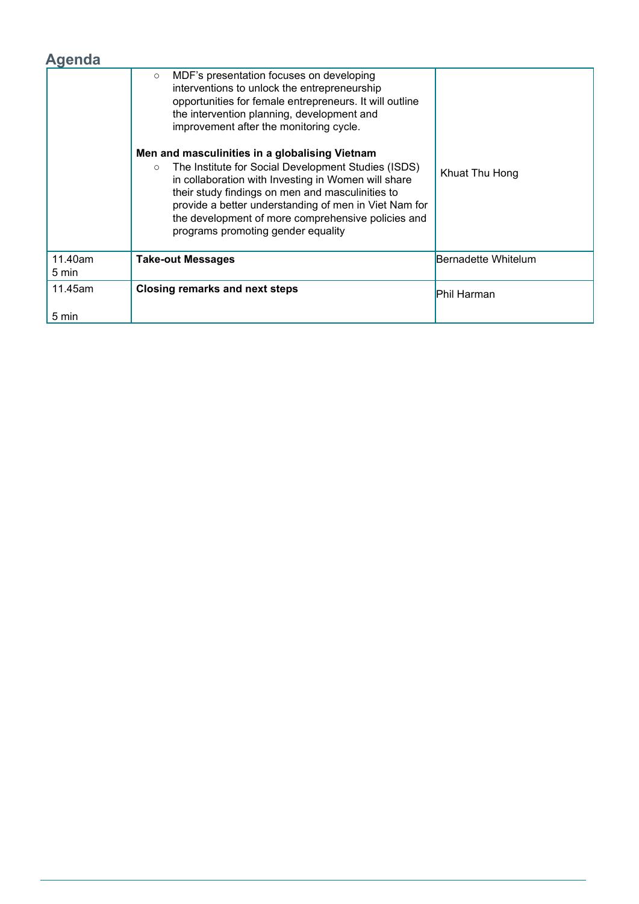## Agenda

| | | |
|---|---|---|
| | ○ MDF's presentation focuses on developing interventions to unlock the entrepreneurship opportunities for female entrepreneurs. It will outline the intervention planning, development and improvement after the monitoring cycle.<br><br>**Men and masculinities in a globalising Vietnam**<br>○ The Institute for Social Development Studies (ISDS) in collaboration with Investing in Women will share their study findings on men and masculinities to provide a better understanding of men in Viet Nam for the development of more comprehensive policies and programs promoting gender equality | Khuat Thu Hong |
| 11.40am<br>5 min | **Take-out Messages** | Bernadette Whitelum |
| 11.45am<br><br>5 min | **Closing remarks and next steps** | Phil Harman |